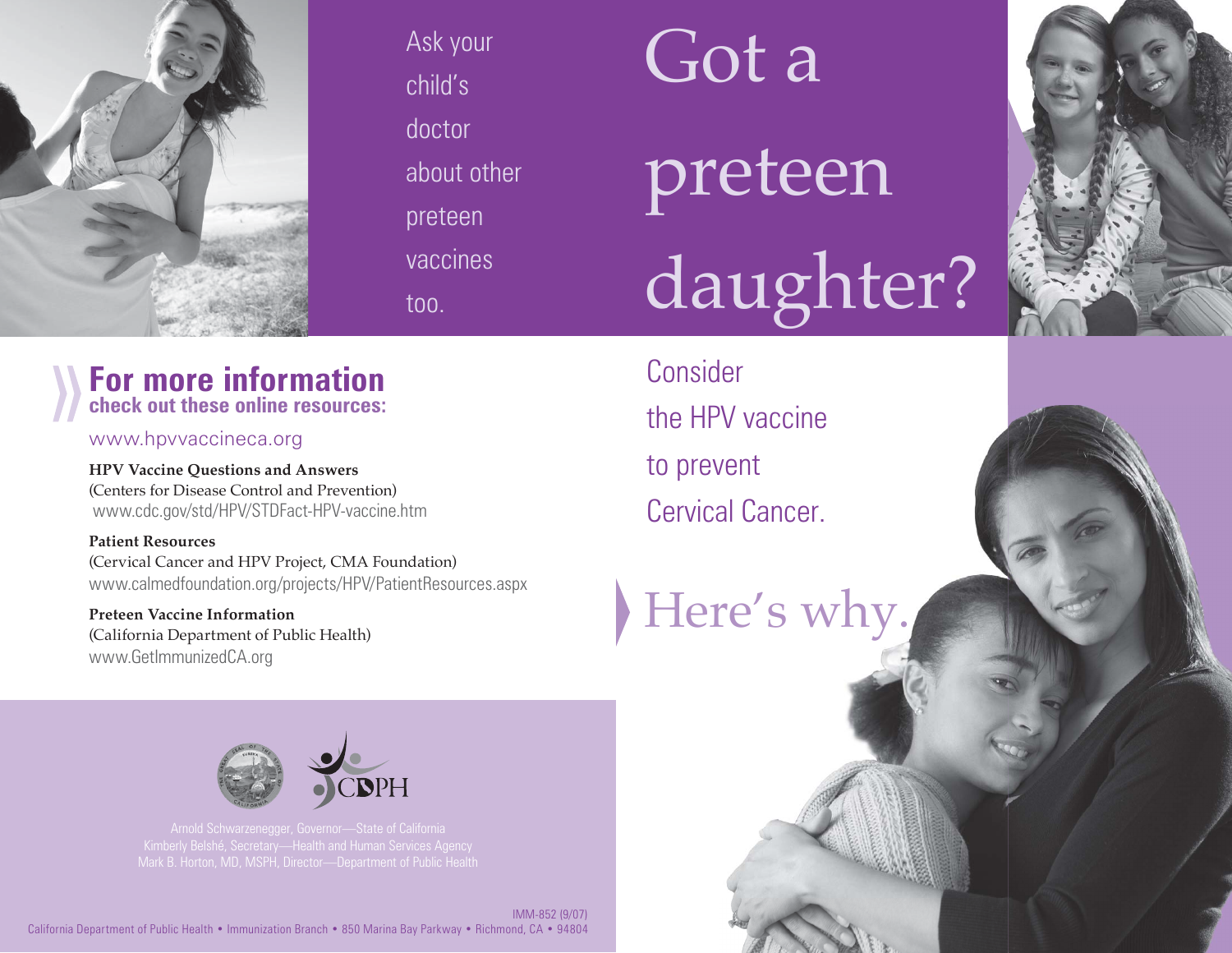Ask your child's doctor about other preteen vaccines too.

# Got a preteen daughter?

Consider the HPV vaccine to prevent Cervical Cancer.

## Here's why.

## For more information
**check out these online resources:**

www.hpvvaccineca.org

**HPV Vaccine Questions and Answers**
(Centers for Disease Control and Prevention)
www.cdc.gov/std/HPV/STDFact-HPV-vaccine.htm

**Patient Resources**
(Cervical Cancer and HPV Project, CMA Foundation)
www.calmedfoundation.org/projects/HPV/PatientResources.aspx

**Preteen Vaccine Information**
(California Department of Public Health)
www.GetImmunizedCA.org

CDPH

Arnold Schwarzenegger, Governor—State of California
Kimberly Belshé, Secretary—Health and Human Services Agency
Mark B. Horton, MD, MSPH, Director—Department of Public Health

IMM-852 (9/07)
California Department of Public Health • Immunization Branch • 850 Marina Bay Parkway • Richmond, CA • 94804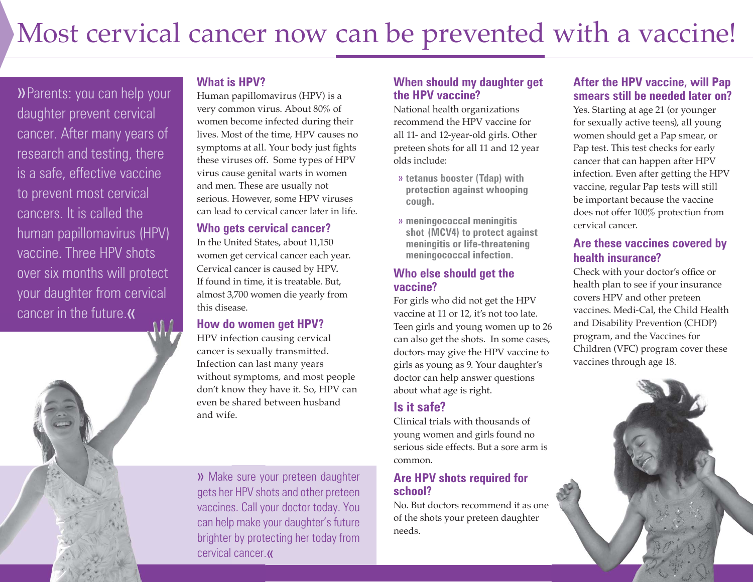# Most cervical cancer now can be prevented with a vaccine!

» Parents: you can help your daughter prevent cervical cancer. After many years of research and testing, there is a safe, effective vaccine to prevent most cervical cancers. It is called the human papillomavirus (HPV) vaccine. Three HPV shots over six months will protect your daughter from cervical cancer in the future. «

### What is HPV?

Human papillomavirus (HPV) is a very common virus. About 80% of women become infected during their lives. Most of the time, HPV causes no symptoms at all. Your body just fights these viruses off. Some types of HPV virus cause genital warts in women and men. These are usually not serious. However, some HPV viruses can lead to cervical cancer later in life.

### Who gets cervical cancer?

In the United States, about 11,150 women get cervical cancer each year. Cervical cancer is caused by HPV. If found in time, it is treatable. But, almost 3,700 women die yearly from this disease.

### How do women get HPV?

HPV infection causing cervical cancer is sexually transmitted. Infection can last many years without symptoms, and most people don't know they have it. So, HPV can even be shared between husband and wife.

» Make sure your preteen daughter gets her HPV shots and other preteen vaccines. Call your doctor today. You can help make your daughter's future brighter by protecting her today from cervical cancer. «

### When should my daughter get the HPV vaccine?

National health organizations recommend the HPV vaccine for all 11- and 12-year-old girls. Other preteen shots for all 11 and 12 year olds include:

- **tetanus booster (Tdap) with protection against whooping cough.**
- **meningococcal meningitis shot (MCV4) to protect against meningitis or life-threatening meningococcal infection.**

### Who else should get the vaccine?

For girls who did not get the HPV vaccine at 11 or 12, it's not too late. Teen girls and young women up to 26 can also get the shots. In some cases, doctors may give the HPV vaccine to girls as young as 9. Your daughter's doctor can help answer questions about what age is right.

### Is it safe?

Clinical trials with thousands of young women and girls found no serious side effects. But a sore arm is common.

### Are HPV shots required for school?

No. But doctors recommend it as one of the shots your preteen daughter needs.

### After the HPV vaccine, will Pap smears still be needed later on?

Yes. Starting at age 21 (or younger for sexually active teens), all young women should get a Pap smear, or Pap test. This test checks for early cancer that can happen after HPV infection. Even after getting the HPV vaccine, regular Pap tests will still be important because the vaccine does not offer 100% protection from cervical cancer.

### Are these vaccines covered by health insurance?

Check with your doctor's office or health plan to see if your insurance covers HPV and other preteen vaccines. Medi-Cal, the Child Health and Disability Prevention (CHDP) program, and the Vaccines for Children (VFC) program cover these vaccines through age 18.